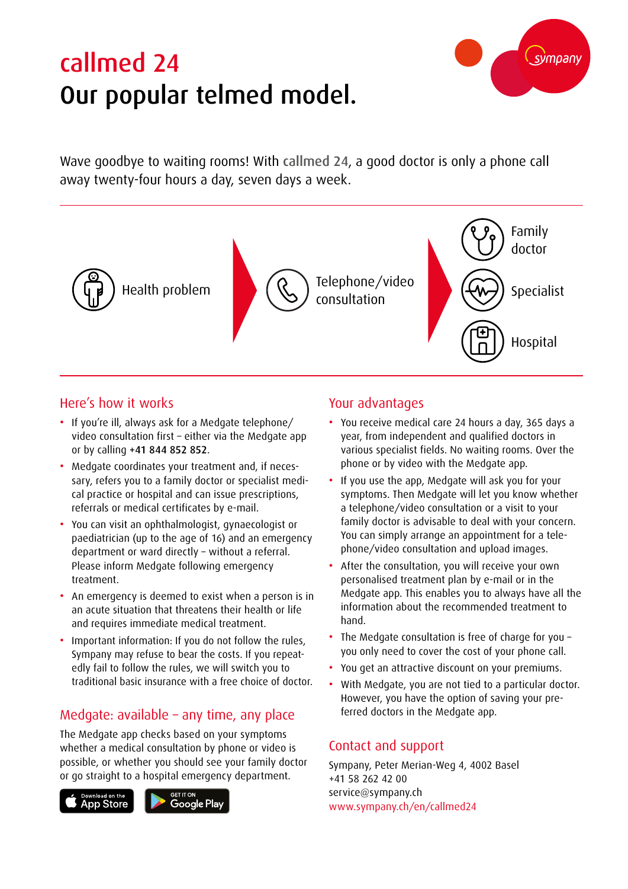# callmed 24
# Our popular telmed model.

sympany

Wave goodbye to waiting rooms! With callmed 24, a good doctor is only a phone call away twenty-four hours a day, seven days a week.

Health problem → Telephone/video consultation → Family doctor / Specialist / Hospital

## Here's how it works

- If you're ill, always ask for a Medgate telephone/video consultation first – either via the Medgate app or by calling **+41 844 852 852**.
- Medgate coordinates your treatment and, if necessary, refers you to a family doctor or specialist medical practice or hospital and can issue prescriptions, referrals or medical certificates by e-mail.
- You can visit an ophthalmologist, gynaecologist or paediatrician (up to the age of 16) and an emergency department or ward directly – without a referral. Please inform Medgate following emergency treatment.
- An emergency is deemed to exist when a person is in an acute situation that threatens their health or life and requires immediate medical treatment.
- Important information: If you do not follow the rules, Sympany may refuse to bear the costs. If you repeatedly fail to follow the rules, we will switch you to traditional basic insurance with a free choice of doctor.

## Medgate: available – any time, any place

The Medgate app checks based on your symptoms whether a medical consultation by phone or video is possible, or whether you should see your family doctor or go straight to a hospital emergency department.

Download on the App Store | GET IT ON Google Play

## Your advantages

- You receive medical care 24 hours a day, 365 days a year, from independent and qualified doctors in various specialist fields. No waiting rooms. Over the phone or by video with the Medgate app.
- If you use the app, Medgate will ask you for your symptoms. Then Medgate will let you know whether a telephone/video consultation or a visit to your family doctor is advisable to deal with your concern. You can simply arrange an appointment for a telephone/video consultation and upload images.
- After the consultation, you will receive your own personalised treatment plan by e-mail or in the Medgate app. This enables you to always have all the information about the recommended treatment to hand.
- The Medgate consultation is free of charge for you – you only need to cover the cost of your phone call.
- You get an attractive discount on your premiums.
- With Medgate, you are not tied to a particular doctor. However, you have the option of saving your preferred doctors in the Medgate app.

## Contact and support

Sympany, Peter Merian-Weg 4, 4002 Basel
+41 58 262 42 00
service@sympany.ch
www.sympany.ch/en/callmed24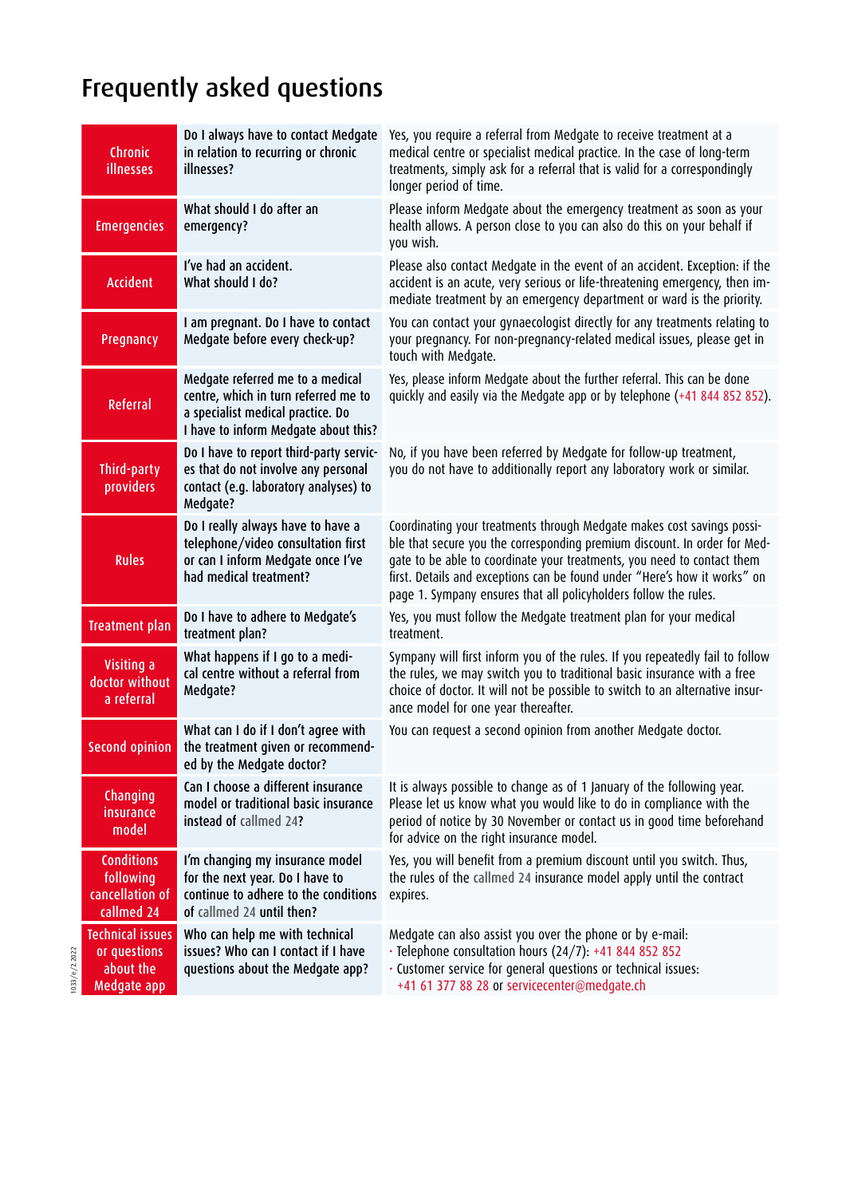# Frequently asked questions

| | | |
|---|---|---|
| Chronic illnesses | Do I always have to contact Medgate in relation to recurring or chronic illnesses? | Yes, you require a referral from Medgate to receive treatment at a medical centre or specialist medical practice. In the case of long-term treatments, simply ask for a referral that is valid for a correspondingly longer period of time. |
| Emergencies | What should I do after an emergency? | Please inform Medgate about the emergency treatment as soon as your health allows. A person close to you can also do this on your behalf if you wish. |
| Accident | I've had an accident. What should I do? | Please also contact Medgate in the event of an accident. Exception: if the accident is an acute, very serious or life-threatening emergency, then immediate treatment by an emergency department or ward is the priority. |
| Pregnancy | I am pregnant. Do I have to contact Medgate before every check-up? | You can contact your gynaecologist directly for any treatments relating to your pregnancy. For non-pregnancy-related medical issues, please get in touch with Medgate. |
| Referral | Medgate referred me to a medical centre, which in turn referred me to a specialist medical practice. Do I have to inform Medgate about this? | Yes, please inform Medgate about the further referral. This can be done quickly and easily via the Medgate app or by telephone (+41 844 852 852). |
| Third-party providers | Do I have to report third-party services that do not involve any personal contact (e.g. laboratory analyses) to Medgate? | No, if you have been referred by Medgate for follow-up treatment, you do not have to additionally report any laboratory work or similar. |
| Rules | Do I really always have to have a telephone/video consultation first or can I inform Medgate once I've had medical treatment? | Coordinating your treatments through Medgate makes cost savings possible that secure you the corresponding premium discount. In order for Medgate to be able to coordinate your treatments, you need to contact them first. Details and exceptions can be found under "Here's how it works" on page 1. Sympany ensures that all policyholders follow the rules. |
| Treatment plan | Do I have to adhere to Medgate's treatment plan? | Yes, you must follow the Medgate treatment plan for your medical treatment. |
| Visiting a doctor without a referral | What happens if I go to a medical centre without a referral from Medgate? | Sympany will first inform you of the rules. If you repeatedly fail to follow the rules, we may switch you to traditional basic insurance with a free choice of doctor. It will not be possible to switch to an alternative insurance model for one year thereafter. |
| Second opinion | What can I do if I don't agree with the treatment given or recommended by the Medgate doctor? | You can request a second opinion from another Medgate doctor. |
| Changing insurance model | Can I choose a different insurance model or traditional basic insurance instead of callmed 24? | It is always possible to change as of 1 January of the following year. Please let us know what you would like to do in compliance with the period of notice by 30 November or contact us in good time beforehand for advice on the right insurance model. |
| Conditions following cancellation of callmed 24 | I'm changing my insurance model for the next year. Do I have to continue to adhere to the conditions of callmed 24 until then? | Yes, you will benefit from a premium discount until you switch. Thus, the rules of the callmed 24 insurance model apply until the contract expires. |
| Technical issues or questions about the Medgate app | Who can help me with technical issues? Who can I contact if I have questions about the Medgate app? | Medgate can also assist you over the phone or by e-mail:<br>· Telephone consultation hours (24/7): +41 844 852 852<br>· Customer service for general questions or technical issues: +41 61 377 88 28 or servicecenter@medgate.ch |

1033/e/2.2022